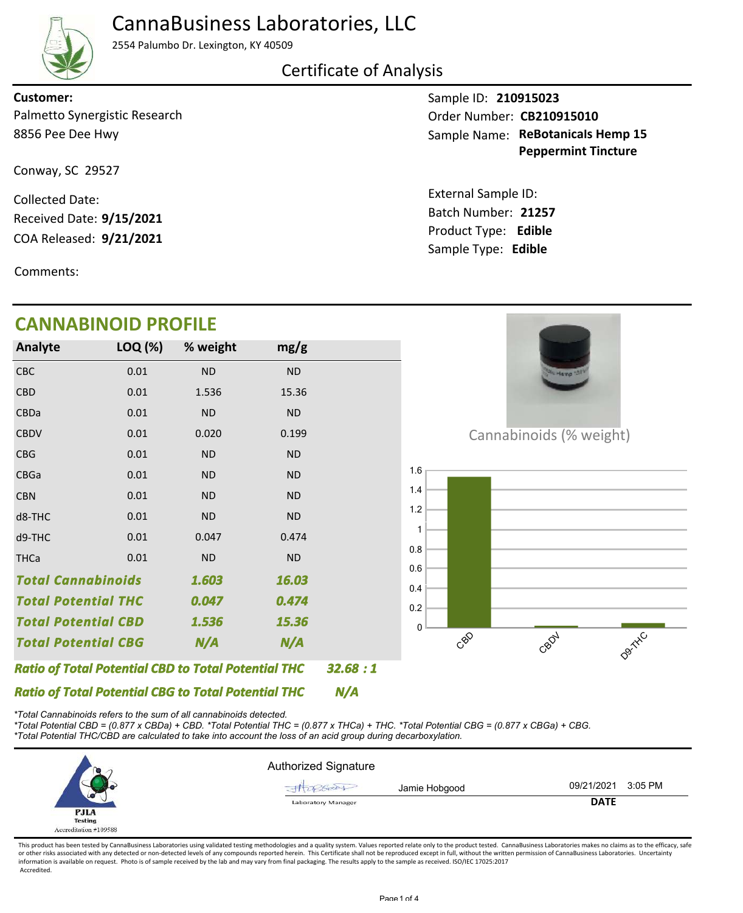# CannaBusiness Laboratories, LLC

2554 Palumbo Dr. Lexington, KY 40509

## Certificate of Analysis

**Customer:**
Palmetto Synergistic Research
8856 Pee Dee Hwy

Conway, SC 29527

Collected Date:
Received Date: **9/15/2021**
COA Released: **9/21/2021**

Comments:

Sample ID: **210915023**
Order Number: **CB210915010**
Sample Name: **ReBotanicals Hemp 15 Peppermint Tincture**

External Sample ID:
Batch Number: **21257**
Product Type: **Edible**
Sample Type: **Edible**

## CANNABINOID PROFILE

| Analyte | LOQ (%) | % weight | mg/g |
|---|---|---|---|
| CBC | 0.01 | ND | ND |
| CBD | 0.01 | 1.536 | 15.36 |
| CBDa | 0.01 | ND | ND |
| CBDV | 0.01 | 0.020 | 0.199 |
| CBG | 0.01 | ND | ND |
| CBGa | 0.01 | ND | ND |
| CBN | 0.01 | ND | ND |
| d8-THC | 0.01 | ND | ND |
| d9-THC | 0.01 | 0.047 | 0.474 |
| THCa | 0.01 | ND | ND |
| ***Total Cannabinoids*** | | ***1.603*** | ***16.03*** |
| ***Total Potential THC*** | | ***0.047*** | ***0.474*** |
| ***Total Potential CBD*** | | ***1.536*** | ***15.36*** |
| ***Total Potential CBG*** | | ***N/A*** | ***N/A*** |

***Ratio of Total Potential CBD to Total Potential THC*** ***32.68 : 1***

***Ratio of Total Potential CBG to Total Potential THC*** ***N/A***

Cannabinoids (% weight)

*Total Cannabinoids refers to the sum of all cannabinoids detected.
*Total Potential CBD = (0.877 x CBDa) + CBD. *Total Potential THC = (0.877 x THCa) + THC. *Total Potential CBG = (0.877 x CBGa) + CBG.
*Total Potential THC/CBD are calculated to take into account the loss of an acid group during decarboxylation.

PJLA Testing Accreditation #109588

Authorized Signature

Jamie Hobgood — Laboratory Manager

09/21/2021 3:05 PM
**DATE**

This product has been tested by CannaBusiness Laboratories using validated testing methodologies and a quality system. Values reported relate only to the product tested. CannaBusiness Laboratories makes no claims as to the efficacy, safe or other risks associated with any detected or non-detected levels of any compounds reported herein. This Certificate shall not be reproduced except in full, without the written permission of CannaBusiness Laboratories. Uncertainty information is available on request. Photo is of sample received by the lab and may vary from final packaging. The results apply to the sample as received. ISO/IEC 17025:2017 Accredited.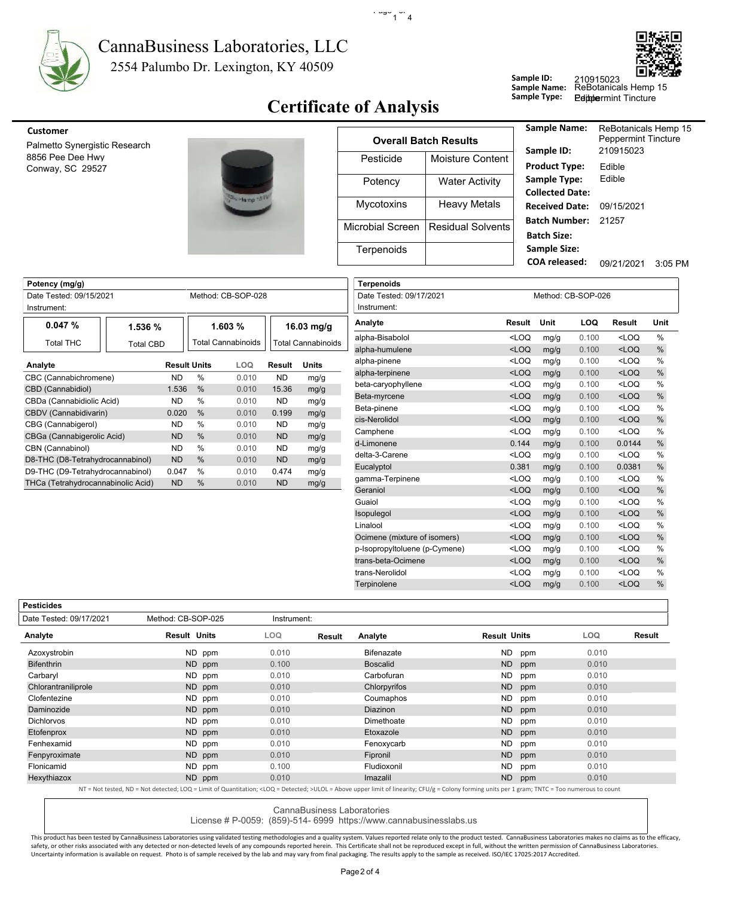# CannaBusiness Laboratories, LLC

2554 Palumbo Dr. Lexington, KY 40509

**Sample ID:** 210915023
**Sample Name:** ReBotanicals Hemp 15 Peppermint Tincture
**Sample Type:** Edible

## Certificate of Analysis

**Customer**

Palmetto Synergistic Research
8856 Pee Dee Hwy
Conway, SC 29527

| Overall Batch Results | |
|---|---|
| Pesticide | Moisture Content |
| Potency | Water Activity |
| Mycotoxins | Heavy Metals |
| Microbial Screen | Residual Solvents |
| Terpenoids | |

| | |
|---|---|
| **Sample Name:** | ReBotanicals Hemp 15 Peppermint Tincture |
| **Sample ID:** | 210915023 |
| **Product Type:** | Edible |
| **Sample Type:** | Edible |
| **Collected Date:** | |
| **Received Date:** | 09/15/2021 |
| **Batch Number:** | 21257 |
| **Batch Size:** | |
| **Sample Size:** | |
| **COA released:** | 09/21/2021 3:05 PM |

### Potency (mg/g)

Date Tested: 09/15/2021 Method: CB-SOP-028
Instrument:

| 0.047 % | 1.536 % | 1.603 % | 16.03 mg/g |
|---|---|---|---|
| Total THC | Total CBD | Total Cannabinoids | Total Cannabinoids |

| Analyte | Result | Units | LOQ | Result | Units |
|---|---|---|---|---|---|
| CBC (Cannabichromene) | ND | % | 0.010 | ND | mg/g |
| CBD (Cannabidiol) | 1.536 | % | 0.010 | 15.36 | mg/g |
| CBDa (Cannabidiolic Acid) | ND | % | 0.010 | ND | mg/g |
| CBDV (Cannabidivarin) | 0.020 | % | 0.010 | 0.199 | mg/g |
| CBG (Cannabigerol) | ND | % | 0.010 | ND | mg/g |
| CBGa (Cannabigerolic Acid) | ND | % | 0.010 | ND | mg/g |
| CBN (Cannabinol) | ND | % | 0.010 | ND | mg/g |
| D8-THC (D8-Tetrahydrocannabinol) | ND | % | 0.010 | ND | mg/g |
| D9-THC (D9-Tetrahydrocannabinol) | 0.047 | % | 0.010 | 0.474 | mg/g |
| THCa (Tetrahydrocannabinolic Acid) | ND | % | 0.010 | ND | mg/g |

### Terpenoids

Date Tested: 09/17/2021 Method: CB-SOP-026
Instrument:

| Analyte | Result | Unit | LOQ | Result | Unit |
|---|---|---|---|---|---|
| alpha-Bisabolol | <LOQ | mg/g | 0.100 | <LOQ | % |
| alpha-humulene | <LOQ | mg/g | 0.100 | <LOQ | % |
| alpha-pinene | <LOQ | mg/g | 0.100 | <LOQ | % |
| alpha-terpinene | <LOQ | mg/g | 0.100 | <LOQ | % |
| beta-caryophyllene | <LOQ | mg/g | 0.100 | <LOQ | % |
| Beta-myrcene | <LOQ | mg/g | 0.100 | <LOQ | % |
| Beta-pinene | <LOQ | mg/g | 0.100 | <LOQ | % |
| cis-Nerolidol | <LOQ | mg/g | 0.100 | <LOQ | % |
| Camphene | <LOQ | mg/g | 0.100 | <LOQ | % |
| d-Limonene | 0.144 | mg/g | 0.100 | 0.0144 | % |
| delta-3-Carene | <LOQ | mg/g | 0.100 | <LOQ | % |
| Eucalyptol | 0.381 | mg/g | 0.100 | 0.0381 | % |
| gamma-Terpinene | <LOQ | mg/g | 0.100 | <LOQ | % |
| Geraniol | <LOQ | mg/g | 0.100 | <LOQ | % |
| Guaiol | <LOQ | mg/g | 0.100 | <LOQ | % |
| Isopulegol | <LOQ | mg/g | 0.100 | <LOQ | % |
| Linalool | <LOQ | mg/g | 0.100 | <LOQ | % |
| Ocimene (mixture of isomers) | <LOQ | mg/g | 0.100 | <LOQ | % |
| p-Isopropyltoluene (p-Cymene) | <LOQ | mg/g | 0.100 | <LOQ | % |
| trans-beta-Ocimene | <LOQ | mg/g | 0.100 | <LOQ | % |
| trans-Nerolidol | <LOQ | mg/g | 0.100 | <LOQ | % |
| Terpinolene | <LOQ | mg/g | 0.100 | <LOQ | % |

### Pesticides

Date Tested: 09/17/2021 Method: CB-SOP-025 Instrument:

| Analyte | Result | Units | LOQ | Result | Analyte | Result | Units | LOQ | Result |
|---|---|---|---|---|---|---|---|---|---|
| Azoxystrobin | ND | ppm | 0.010 | | Bifenazate | ND | ppm | 0.010 | |
| Bifenthrin | ND | ppm | 0.100 | | Boscalid | ND | ppm | 0.010 | |
| Carbaryl | ND | ppm | 0.010 | | Carbofuran | ND | ppm | 0.010 | |
| Chlorantraniliprole | ND | ppm | 0.010 | | Chlorpyrifos | ND | ppm | 0.010 | |
| Clofentezine | ND | ppm | 0.010 | | Coumaphos | ND | ppm | 0.010 | |
| Daminozide | ND | ppm | 0.010 | | Diazinon | ND | ppm | 0.010 | |
| Dichlorvos | ND | ppm | 0.010 | | Dimethoate | ND | ppm | 0.010 | |
| Etofenprox | ND | ppm | 0.010 | | Etoxazole | ND | ppm | 0.010 | |
| Fenhexamid | ND | ppm | 0.010 | | Fenoxycarb | ND | ppm | 0.010 | |
| Fenpyroximate | ND | ppm | 0.010 | | Fipronil | ND | ppm | 0.010 | |
| Flonicamid | ND | ppm | 0.100 | | Fludioxonil | ND | ppm | 0.010 | |
| Hexythiazox | ND | ppm | 0.010 | | Imazalil | ND | ppm | 0.010 | |

NT = Not tested, ND = Not detected; LOQ = Limit of Quantitation; <LOQ = Detected; >ULOL = Above upper limit of linearity; CFU/g = Colony forming units per 1 gram; TNTC = Too numerous to count

CannaBusiness Laboratories
License # P-0059: (859)-514- 6999 https://www.cannabusinesslabs.us

This product has been tested by CannaBusiness Laboratories using validated testing methodologies and a quality system. Values reported relate only to the product tested. CannaBusiness Laboratories makes no claims as to the efficacy, safety, or other risks associated with any detected or non-detected levels of any compounds reported herein. This Certificate shall not be reproduced except in full, without the written permission of CannaBusiness Laboratories. Uncertainty information is available on request. Photo is of sample received by the lab and may vary from final packaging. The results apply to the sample as received. ISO/IEC 17025:2017 Accredited.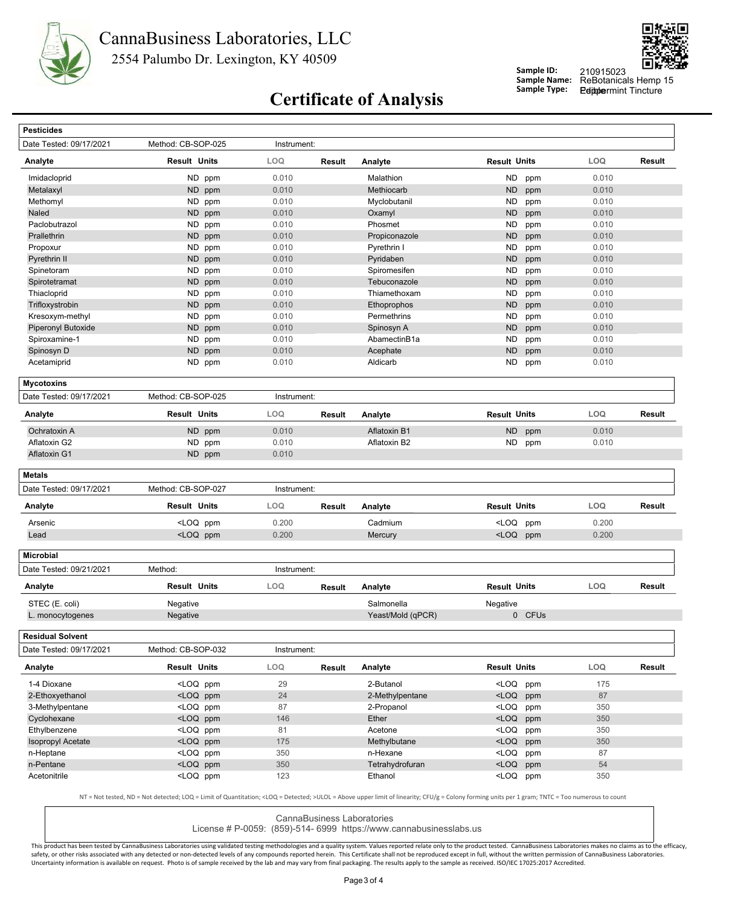# CannaBusiness Laboratories, LLC

2554 Palumbo Dr. Lexington, KY 40509

**Sample ID:** 210915023
**Sample Name:** ReBotanicals Hemp 15 Peppermint Tincture
**Sample Type:** Edible

## Certificate of Analysis

### Pesticides

Date Tested: 09/17/2021 | Method: CB-SOP-025 | Instrument:

| Analyte | Result | Units | LOQ | Result | Analyte | Result | Units | LOQ | Result |
|---|---|---|---|---|---|---|---|---|---|
| Imidacloprid | ND | ppm | 0.010 | | Malathion | ND | ppm | 0.010 | |
| Metalaxyl | ND | ppm | 0.010 | | Methiocarb | ND | ppm | 0.010 | |
| Methomyl | ND | ppm | 0.010 | | Myclobutanil | ND | ppm | 0.010 | |
| Naled | ND | ppm | 0.010 | | Oxamyl | ND | ppm | 0.010 | |
| Paclobutrazol | ND | ppm | 0.010 | | Phosmet | ND | ppm | 0.010 | |
| Prallethrin | ND | ppm | 0.010 | | Propiconazole | ND | ppm | 0.010 | |
| Propoxur | ND | ppm | 0.010 | | Pyrethrin I | ND | ppm | 0.010 | |
| Pyrethrin II | ND | ppm | 0.010 | | Pyridaben | ND | ppm | 0.010 | |
| Spinetoram | ND | ppm | 0.010 | | Spiromesifen | ND | ppm | 0.010 | |
| Spirotetramat | ND | ppm | 0.010 | | Tebuconazole | ND | ppm | 0.010 | |
| Thiacloprid | ND | ppm | 0.010 | | Thiamethoxam | ND | ppm | 0.010 | |
| Trifloxystrobin | ND | ppm | 0.010 | | Ethoprophos | ND | ppm | 0.010 | |
| Kresoxym-methyl | ND | ppm | 0.010 | | Permethrins | ND | ppm | 0.010 | |
| Piperonyl Butoxide | ND | ppm | 0.010 | | Spinosyn A | ND | ppm | 0.010 | |
| Spiroxamine-1 | ND | ppm | 0.010 | | AbamectinB1a | ND | ppm | 0.010 | |
| Spinosyn D | ND | ppm | 0.010 | | Acephate | ND | ppm | 0.010 | |
| Acetamiprid | ND | ppm | 0.010 | | Aldicarb | ND | ppm | 0.010 | |

### Mycotoxins

Date Tested: 09/17/2021 | Method: CB-SOP-025 | Instrument:

| Analyte | Result | Units | LOQ | Result | Analyte | Result | Units | LOQ | Result |
|---|---|---|---|---|---|---|---|---|---|
| Ochratoxin A | ND | ppm | 0.010 | | Aflatoxin B1 | ND | ppm | 0.010 | |
| Aflatoxin G2 | ND | ppm | 0.010 | | Aflatoxin B2 | ND | ppm | 0.010 | |
| Aflatoxin G1 | ND | ppm | 0.010 | | | | | | |

### Metals

Date Tested: 09/17/2021 | Method: CB-SOP-027 | Instrument:

| Analyte | Result | Units | LOQ | Result | Analyte | Result | Units | LOQ | Result |
|---|---|---|---|---|---|---|---|---|---|
| Arsenic | <LOQ | ppm | 0.200 | | Cadmium | <LOQ | ppm | 0.200 | |
| Lead | <LOQ | ppm | 0.200 | | Mercury | <LOQ | ppm | 0.200 | |

### Microbial

Date Tested: 09/21/2021 | Method: | Instrument:

| Analyte | Result | Units | LOQ | Result | Analyte | Result | Units | LOQ | Result |
|---|---|---|---|---|---|---|---|---|---|
| STEC (E. coli) | Negative | | | | Salmonella | Negative | | | |
| L. monocytogenes | Negative | | | | Yeast/Mold (qPCR) | 0 | CFUs | | |

### Residual Solvent

Date Tested: 09/17/2021 | Method: CB-SOP-032 | Instrument:

| Analyte | Result | Units | LOQ | Result | Analyte | Result | Units | LOQ | Result |
|---|---|---|---|---|---|---|---|---|---|
| 1-4 Dioxane | <LOQ | ppm | 29 | | 2-Butanol | <LOQ | ppm | 175 | |
| 2-Ethoxyethanol | <LOQ | ppm | 24 | | 2-Methylpentane | <LOQ | ppm | 87 | |
| 3-Methylpentane | <LOQ | ppm | 87 | | 2-Propanol | <LOQ | ppm | 350 | |
| Cyclohexane | <LOQ | ppm | 146 | | Ether | <LOQ | ppm | 350 | |
| Ethylbenzene | <LOQ | ppm | 81 | | Acetone | <LOQ | ppm | 350 | |
| Isopropyl Acetate | <LOQ | ppm | 175 | | Methylbutane | <LOQ | ppm | 350 | |
| n-Heptane | <LOQ | ppm | 350 | | n-Hexane | <LOQ | ppm | 87 | |
| n-Pentane | <LOQ | ppm | 350 | | Tetrahydrofuran | <LOQ | ppm | 54 | |
| Acetonitrile | <LOQ | ppm | 123 | | Ethanol | <LOQ | ppm | 350 | |

NT = Not tested, ND = Not detected; LOQ = Limit of Quantitation; <LOQ = Detected; >ULOL = Above upper limit of linearity; CFU/g = Colony forming units per 1 gram; TNTC = Too numerous to count

CannaBusiness Laboratories
License # P-0059: (859)-514- 6999 https://www.cannabusinesslabs.us

This product has been tested by CannaBusiness Laboratories using validated testing methodologies and a quality system. Values reported relate only to the product tested. CannaBusiness Laboratories makes no claims as to the efficacy, safety, or other risks associated with any detected or non-detected levels of any compounds reported herein. This Certificate shall not be reproduced except in full, without the written permission of CannaBusiness Laboratories. Uncertainty information is available on request. Photo is of sample received by the lab and may vary from final packaging. The results apply to the sample as received. ISO/IEC 17025:2017 Accredited.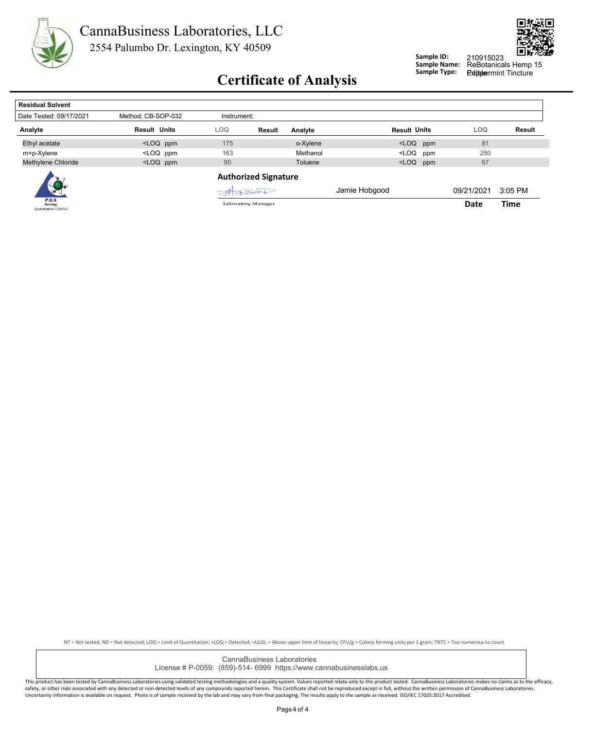# CannaBusiness Laboratories, LLC

2554 Palumbo Dr. Lexington, KY 40509

**Sample ID:** 210915023
**Sample Name:** ReBotanicals Hemp 15
**Sample Type:** Edible Peppermint Tincture

## Certificate of Analysis

**Residual Solvent**

Date Tested: 09/17/2021 | Method: CB-SOP-032 | Instrument:

| Analyte | Result | Units | LOQ | Result | Analyte | Result | Units | LOQ | Result |
|---|---|---|---|---|---|---|---|---|---|
| Ethyl acetate | <LOQ | ppm | 175 | | o-Xylene | <LOQ | ppm | 81 | |
| m+p-Xylene | <LOQ | ppm | 163 | | Methanol | <LOQ | ppm | 250 | |
| Methylene Chloride | <LOQ | ppm | 90 | | Toluene | <LOQ | ppm | 67 | |

PJLA Testing Accreditation 109958

**Authorized Signature**

Jamie Hobgood — Laboratory Manager

| Date | Time |
|---|---|
| 09/21/2021 | 3:05 PM |

NT = Not tested, ND = Not detected; LOQ = Limit of Quantitation; <LOQ = Detected; >ULOL = Above upper limit of linearity; CFU/g = Colony forming units per 1 gram; TNTC = Too numerous to count

CannaBusiness Laboratories
License # P-0059: (859)-514- 6999 https://www.cannabusinesslabs.us

This product has been tested by CannaBusiness Laboratories using validated testing methodologies and a quality system. Values reported relate only to the product tested. CannaBusiness Laboratories makes no claims as to the efficacy, safety, or other risks associated with any detected or non-detected levels of any compounds reported herein. This Certificate shall not be reproduced except in full, without the written permission of CannaBusiness Laboratories. Uncertainty information is available on request. Photo is of sample received by the lab and may vary from final packaging. The results apply to the sample as received. ISO/IEC 17025:2017 Accredited.